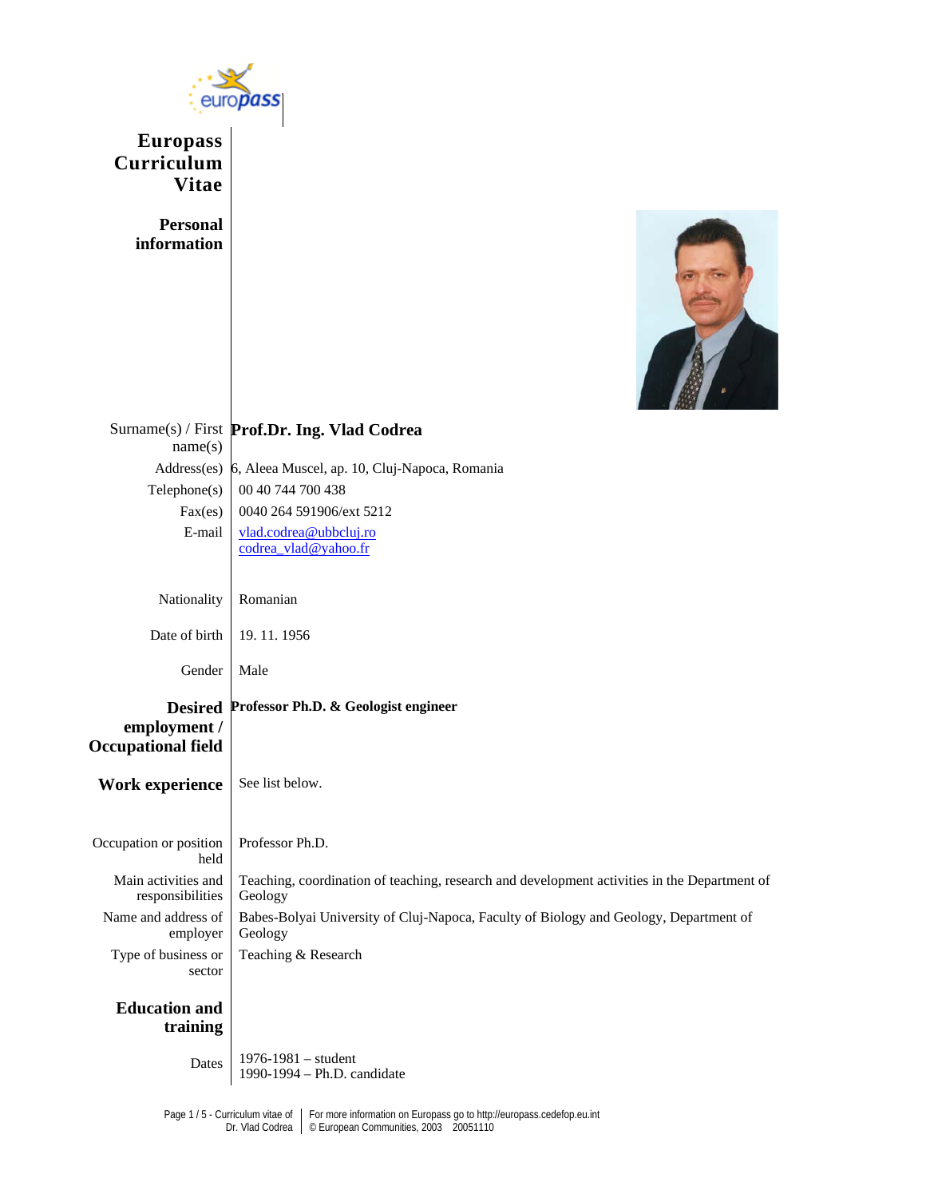# Europass Curriculum Vitae

## Personal information

| | |
|---|---|
| Surname(s) / First name(s) | **Prof.Dr. Ing. Vlad Codrea** |
| Address(es) | 6, Aleea Muscel, ap. 10, Cluj-Napoca, Romania |
| Telephone(s) | 00 40 744 700 438 |
| Fax(es) | 0040 264 591906/ext 5212 |
| E-mail | vlad.codrea@ubbcluj.ro<br>codrea_vlad@yahoo.fr |
| Nationality | Romanian |
| Date of birth | 19. 11. 1956 |
| Gender | Male |

## Desired employment / Occupational field

**Professor Ph.D. & Geologist engineer**

## Work experience

See list below.

| | |
|---|---|
| Occupation or position held | Professor Ph.D. |
| Main activities and responsibilities | Teaching, coordination of teaching, research and development activities in the Department of Geology |
| Name and address of employer | Babes-Bolyai University of Cluj-Napoca, Faculty of Biology and Geology, Department of Geology |
| Type of business or sector | Teaching & Research |

## Education and training

| | |
|---|---|
| Dates | 1976-1981 – student<br>1990-1994 – Ph.D. candidate |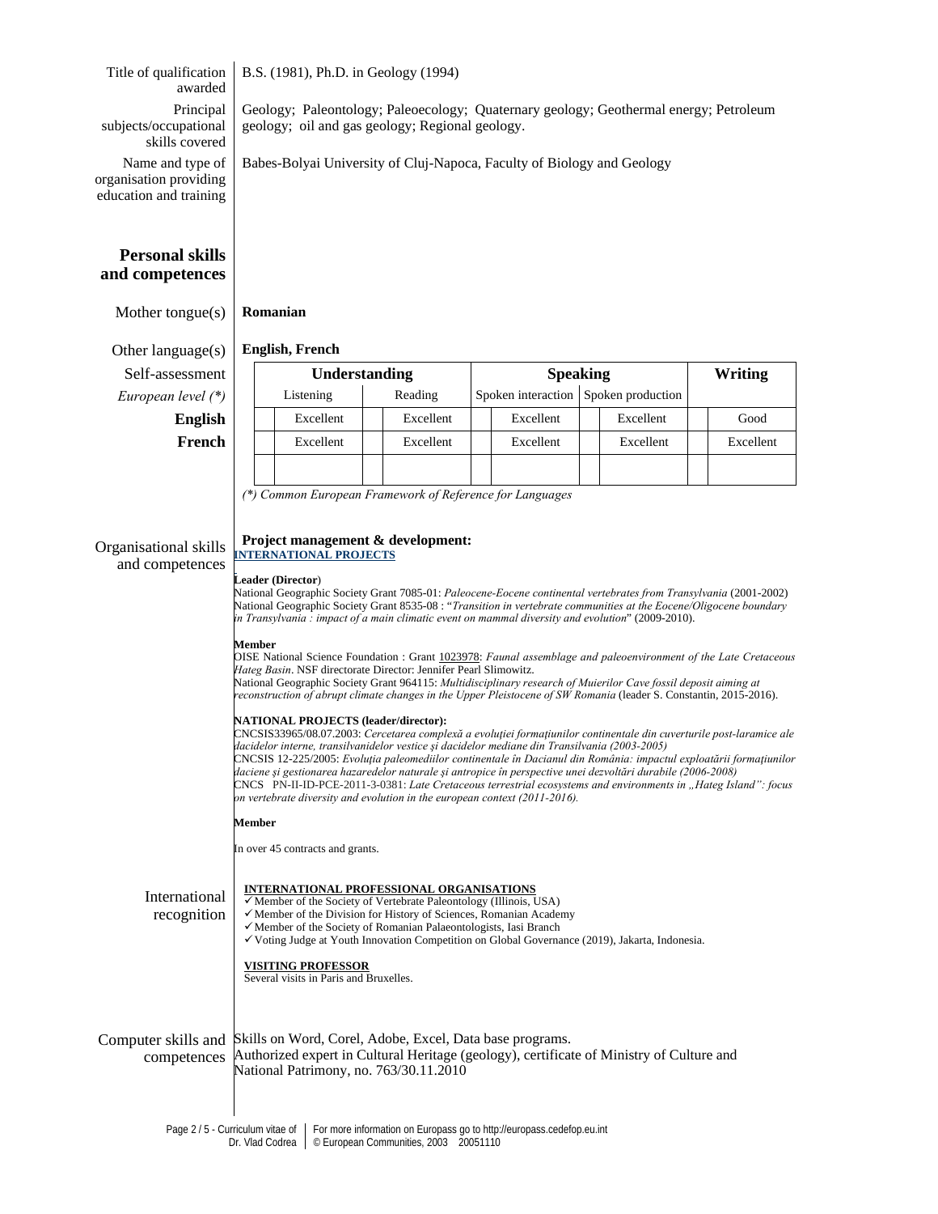| | |
|---|---|
| Title of qualification awarded | B.S. (1981), Ph.D. in Geology (1994) |
| Principal subjects/occupational skills covered | Geology; Paleontology; Paleoecology; Quaternary geology; Geothermal energy; Petroleum geology; oil and gas geology; Regional geology. |
| Name and type of organisation providing education and training | Babes-Bolyai University of Cluj-Napoca, Faculty of Biology and Geology |

## Personal skills and competences

**Mother tongue(s)**: **Romanian**

**Other language(s)**: **English, French**

| Self-assessment | Understanding | | Speaking | | Writing |
|---|---|---|---|---|---|
| *European level (\*)* | Listening | Reading | Spoken interaction | Spoken production | |
| **English** | Excellent | Excellent | Excellent | Excellent | Good |
| **French** | Excellent | Excellent | Excellent | Excellent | Excellent |

*(\*) Common European Framework of Reference for Languages*

### Organisational skills and competences

**Project management & development:**

**INTERNATIONAL PROJECTS**

**Leader (Director)**

National Geographic Society Grant 7085-01: *Paleocene-Eocene continental vertebrates from Transylvania* (2001-2002)
National Geographic Society Grant 8535-08 : "*Transition in vertebrate communities at the Eocene/Oligocene boundary in Transylvania : impact of a main climatic event on mammal diversity and evolution*" (2009-2010).

**Member**

OISE National Science Foundation : Grant 1023978: *Faunal assemblage and paleoenvironment of the Late Cretaceous Hateg Basin*. NSF directorate Director: Jennifer Pearl Slimowitz.
National Geographic Society Grant 964115: *Multidisciplinary research of Muierilor Cave fossil deposit aiming at reconstruction of abrupt climate changes in the Upper Pleistocene of SW Romania* (leader S. Constantin, 2015-2016).

**NATIONAL PROJECTS (leader/director):**

CNCSIS33965/08.07.2003: *Cercetarea complexă a evoluţiei formaţiunilor continentale din cuverturile post-laramice ale dacidelor interne, transilvanidelor vestice şi dacidelor mediane din Transilvania (2003-2005)*
CNCSIS 12-225/2005: *Evoluţia paleomediilor continentale în Dacianul din România: impactul exploatării formaţiunilor daciene şi gestionarea hazaredelor naturale şi antropice în perspective unei dezvoltări durabile (2006-2008)*
CNCS PN-II-ID-PCE-2011-3-0381: *Late Cretaceous terrestrial ecosystems and environments in „Hateg Island": focus on vertebrate diversity and evolution in the european context (2011-2016).*

**Member**

In over 45 contracts and grants.

### International recognition

**INTERNATIONAL PROFESSIONAL ORGANISATIONS**

- ✓ Member of the Society of Vertebrate Paleontology (Illinois, USA)
- ✓ Member of the Division for History of Sciences, Romanian Academy
- ✓ Member of the Society of Romanian Palaeontologists, Iasi Branch
- ✓ Voting Judge at Youth Innovation Competition on Global Governance (2019), Jakarta, Indonesia.

**VISITING PROFESSOR**

Several visits in Paris and Bruxelles.

### Computer skills and competences

Skills on Word, Corel, Adobe, Excel, Data base programs.
Authorized expert in Cultural Heritage (geology), certificate of Ministry of Culture and National Patrimony, no. 763/30.11.2010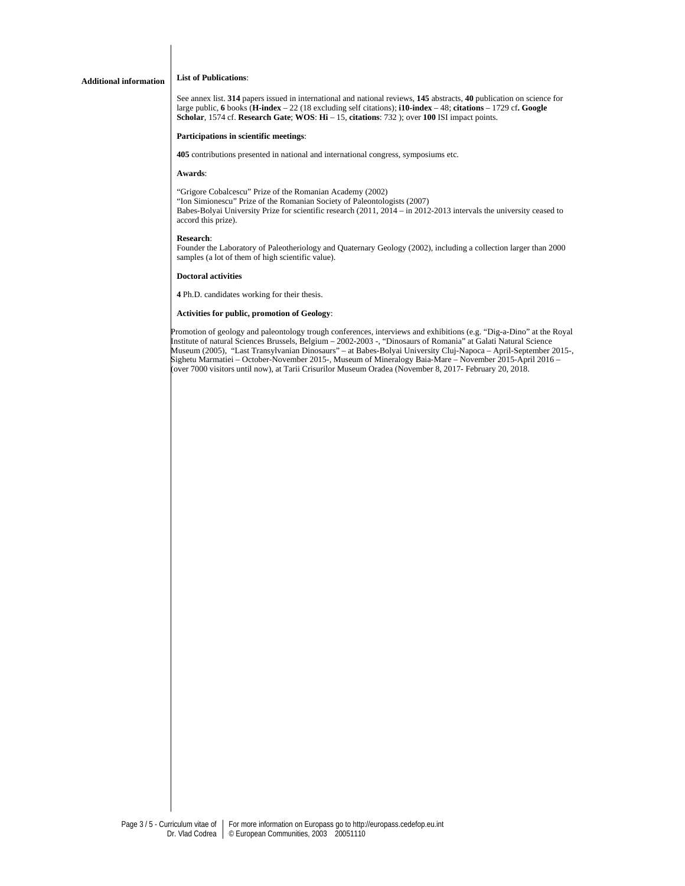**Additional information**

**List of Publications**:

See annex list. **314** papers issued in international and national reviews, **145** abstracts, **40** publication on science for large public, **6** books (**H-index** – 22 (18 excluding self citations); **i10-index** – 48; **citations** – 1729 cf**. Google Scholar**, 1574 cf. **Research Gate**; **WOS**: **Hi** – 15, **citations**: 732 ); over **100** ISI impact points.

**Participations in scientific meetings**:

**405** contributions presented in national and international congress, symposiums etc.

**Awards**:

"Grigore Cobalcescu" Prize of the Romanian Academy (2002)
"Ion Simionescu" Prize of the Romanian Society of Paleontologists (2007)
Babes-Bolyai University Prize for scientific research (2011, 2014 – in 2012-2013 intervals the university ceased to accord this prize).

**Research**:
Founder the Laboratory of Paleotheriology and Quaternary Geology (2002), including a collection larger than 2000 samples (a lot of them of high scientific value).

**Doctoral activities**

**4** Ph.D. candidates working for their thesis.

**Activities for public, promotion of Geology**:

Promotion of geology and paleontology trough conferences, interviews and exhibitions (e.g. "Dig-a-Dino" at the Royal Institute of natural Sciences Brussels, Belgium – 2002-2003 -, "Dinosaurs of Romania" at Galati Natural Science Museum (2005), "Last Transylvanian Dinosaurs" – at Babes-Bolyai University Cluj-Napoca – April-September 2015-, Sighetu Marmatiei – October-November 2015-, Museum of Mineralogy Baia-Mare – November 2015-April 2016 – (over 7000 visitors until now), at Tarii Crisurilor Museum Oradea (November 8, 2017- February 20, 2018.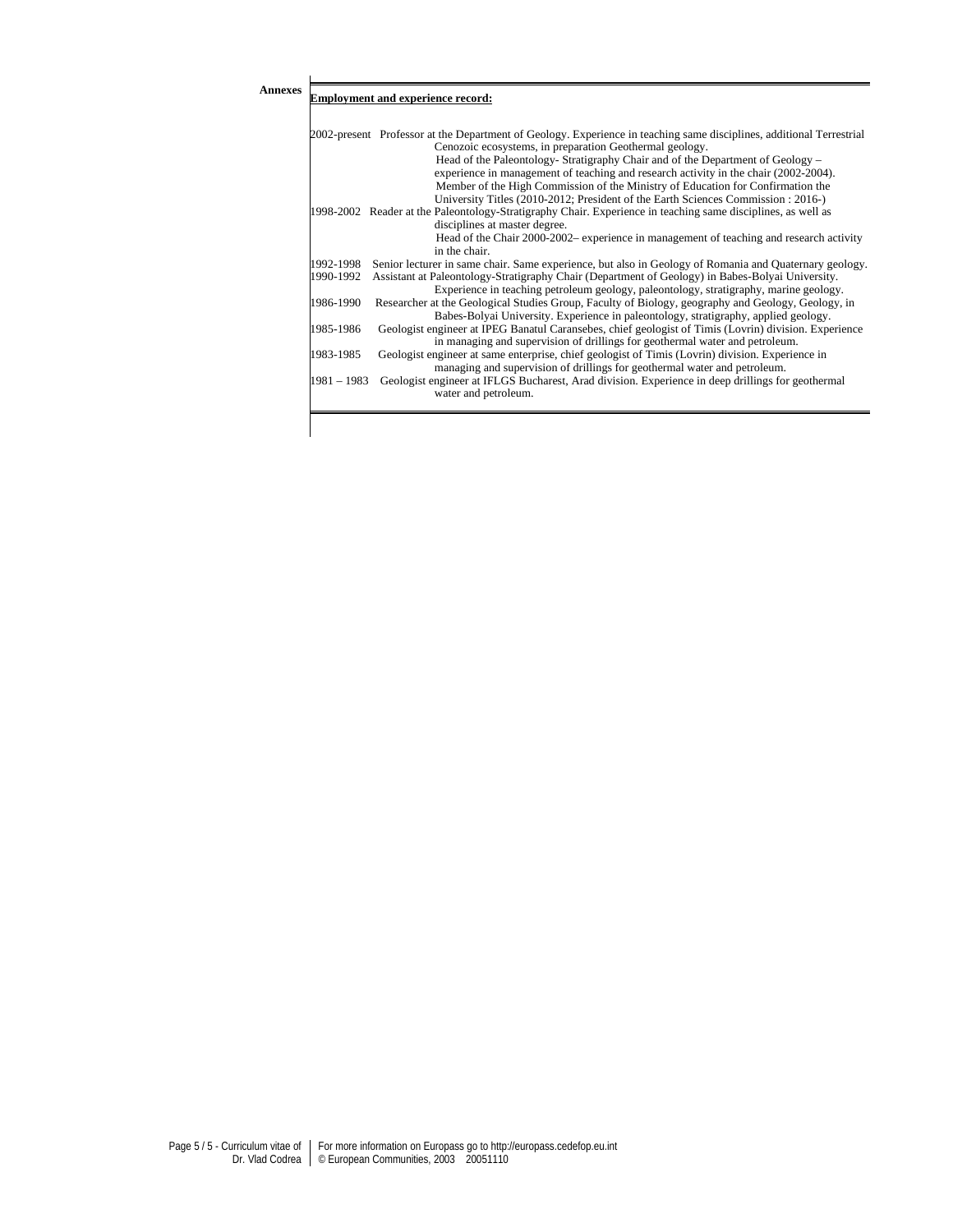**Annexes**

**Employment and experience record:**

2002-present Professor at the Department of Geology. Experience in teaching same disciplines, additional Terrestrial Cenozoic ecosystems, in preparation Geothermal geology.
Head of the Paleontology- Stratigraphy Chair and of the Department of Geology – experience in management of teaching and research activity in the chair (2002-2004).
Member of the High Commission of the Ministry of Education for Confirmation the University Titles (2010-2012; President of the Earth Sciences Commission : 2016-)

1998-2002 Reader at the Paleontology-Stratigraphy Chair. Experience in teaching same disciplines, as well as disciplines at master degree.
Head of the Chair 2000-2002– experience in management of teaching and research activity in the chair.

1992-1998 Senior lecturer in same chair. Same experience, but also in Geology of Romania and Quaternary geology.

1990-1992 Assistant at Paleontology-Stratigraphy Chair (Department of Geology) in Babes-Bolyai University. Experience in teaching petroleum geology, paleontology, stratigraphy, marine geology.

1986-1990 Researcher at the Geological Studies Group, Faculty of Biology, geography and Geology, Geology, in Babes-Bolyai University. Experience in paleontology, stratigraphy, applied geology.

1985-1986 Geologist engineer at IPEG Banatul Caransebes, chief geologist of Timis (Lovrin) division. Experience in managing and supervision of drillings for geothermal water and petroleum.

1983-1985 Geologist engineer at same enterprise, chief geologist of Timis (Lovrin) division. Experience in managing and supervision of drillings for geothermal water and petroleum.

1981 – 1983 Geologist engineer at IFLGS Bucharest, Arad division. Experience in deep drillings for geothermal water and petroleum.